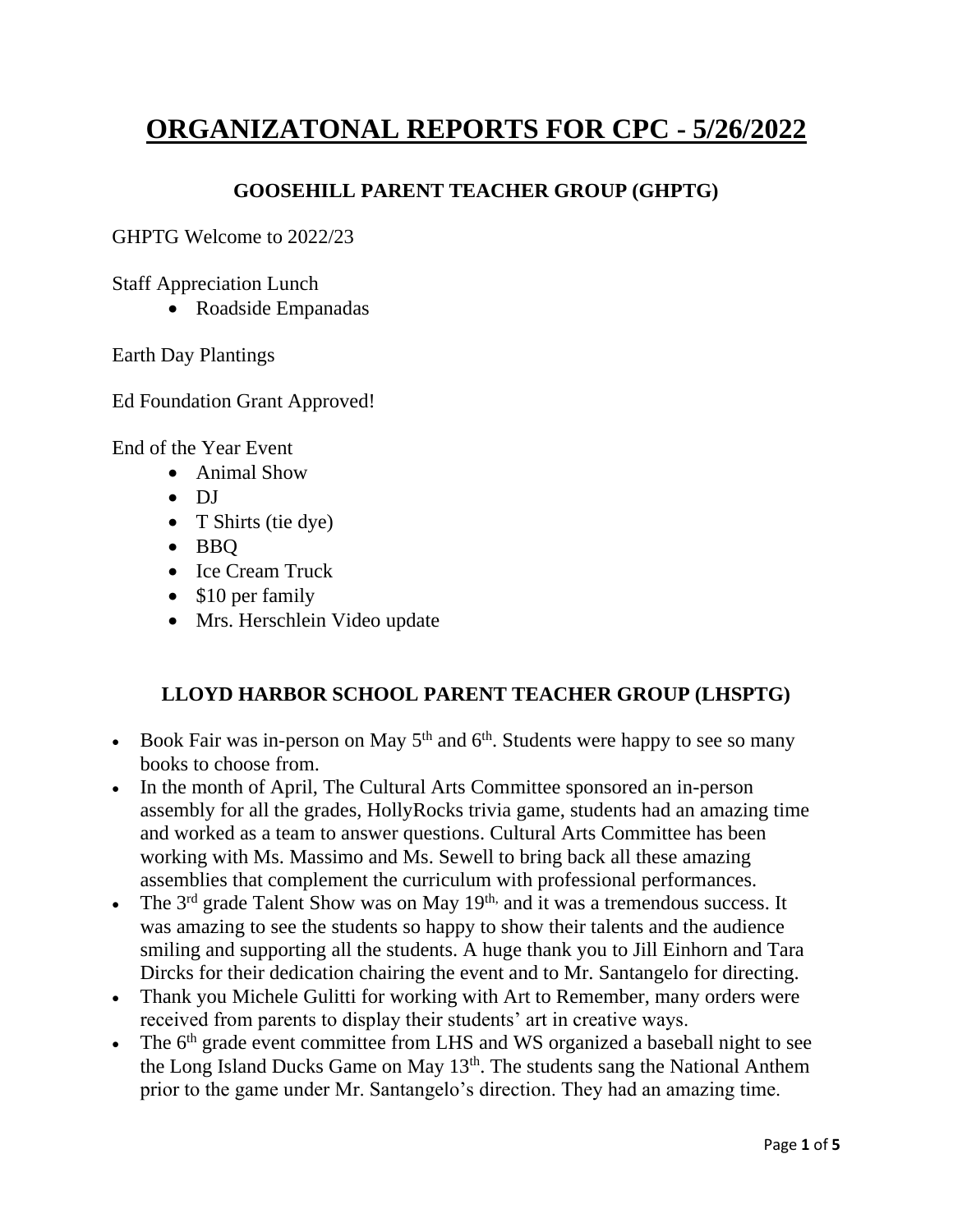# ORGANIZATONAL REPORTS FOR CPC - 5/26/2022

## GOOSEHILL PARENT TEACHER GROUP (GHPTG)

GHPTG Welcome to 2022/23

Staff Appreciation Lunch

- Roadside Empanadas

Earth Day Plantings

Ed Foundation Grant Approved!

End of the Year Event

- Animal Show
- DJ
- T Shirts (tie dye)
- BBQ
- Ice Cream Truck
- $10 per family
- Mrs. Herschlein Video update

## LLOYD HARBOR SCHOOL PARENT TEACHER GROUP (LHSPTG)

- Book Fair was in-person on May 5th and 6th. Students were happy to see so many books to choose from.
- In the month of April, The Cultural Arts Committee sponsored an in-person assembly for all the grades, HollyRocks trivia game, students had an amazing time and worked as a team to answer questions. Cultural Arts Committee has been working with Ms. Massimo and Ms. Sewell to bring back all these amazing assemblies that complement the curriculum with professional performances.
- The 3rd grade Talent Show was on May 19th, and it was a tremendous success. It was amazing to see the students so happy to show their talents and the audience smiling and supporting all the students. A huge thank you to Jill Einhorn and Tara Dircks for their dedication chairing the event and to Mr. Santangelo for directing.
- Thank you Michele Gulitti for working with Art to Remember, many orders were received from parents to display their students' art in creative ways.
- The 6th grade event committee from LHS and WS organized a baseball night to see the Long Island Ducks Game on May 13th. The students sang the National Anthem prior to the game under Mr. Santangelo's direction. They had an amazing time.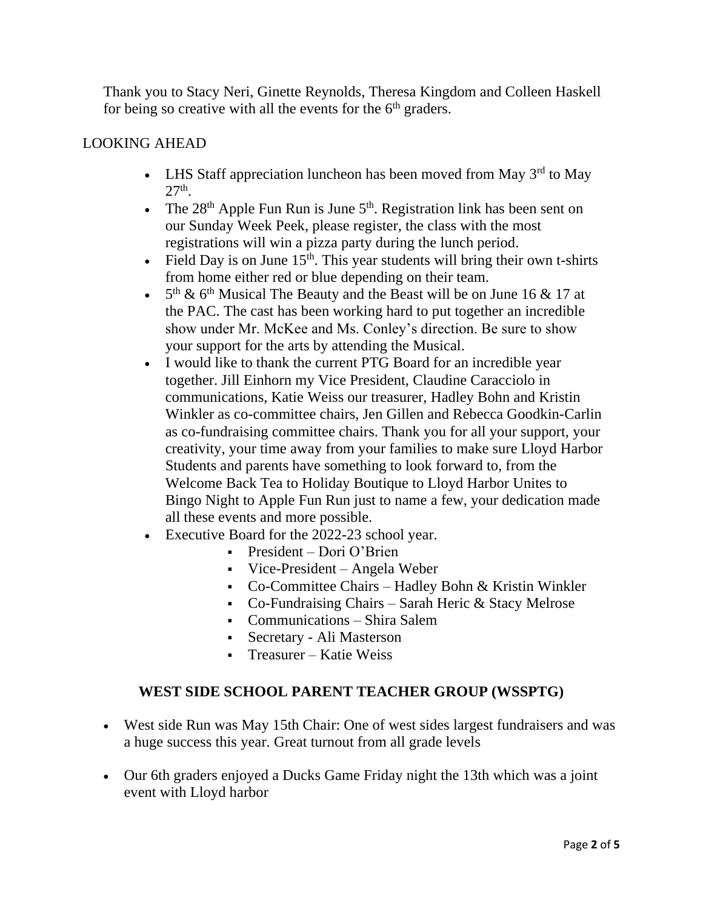Thank you to Stacy Neri, Ginette Reynolds, Theresa Kingdom and Colleen Haskell for being so creative with all the events for the 6th graders.

LOOKING AHEAD

- LHS Staff appreciation luncheon has been moved from May 3rd to May 27th.
- The 28th Apple Fun Run is June 5th. Registration link has been sent on our Sunday Week Peek, please register, the class with the most registrations will win a pizza party during the lunch period.
- Field Day is on June 15th. This year students will bring their own t-shirts from home either red or blue depending on their team.
- 5th & 6th Musical The Beauty and the Beast will be on June 16 & 17 at the PAC. The cast has been working hard to put together an incredible show under Mr. McKee and Ms. Conley's direction. Be sure to show your support for the arts by attending the Musical.
- I would like to thank the current PTG Board for an incredible year together. Jill Einhorn my Vice President, Claudine Caracciolo in communications, Katie Weiss our treasurer, Hadley Bohn and Kristin Winkler as co-committee chairs, Jen Gillen and Rebecca Goodkin-Carlin as co-fundraising committee chairs. Thank you for all your support, your creativity, your time away from your families to make sure Lloyd Harbor Students and parents have something to look forward to, from the Welcome Back Tea to Holiday Boutique to Lloyd Harbor Unites to Bingo Night to Apple Fun Run just to name a few, your dedication made all these events and more possible.
- Executive Board for the 2022-23 school year.
  - President – Dori O'Brien
  - Vice-President – Angela Weber
  - Co-Committee Chairs – Hadley Bohn & Kristin Winkler
  - Co-Fundraising Chairs – Sarah Heric & Stacy Melrose
  - Communications – Shira Salem
  - Secretary - Ali Masterson
  - Treasurer – Katie Weiss

## WEST SIDE SCHOOL PARENT TEACHER GROUP (WSSPTG)

- West side Run was May 15th Chair: One of west sides largest fundraisers and was a huge success this year. Great turnout from all grade levels
- Our 6th graders enjoyed a Ducks Game Friday night the 13th which was a joint event with Lloyd harbor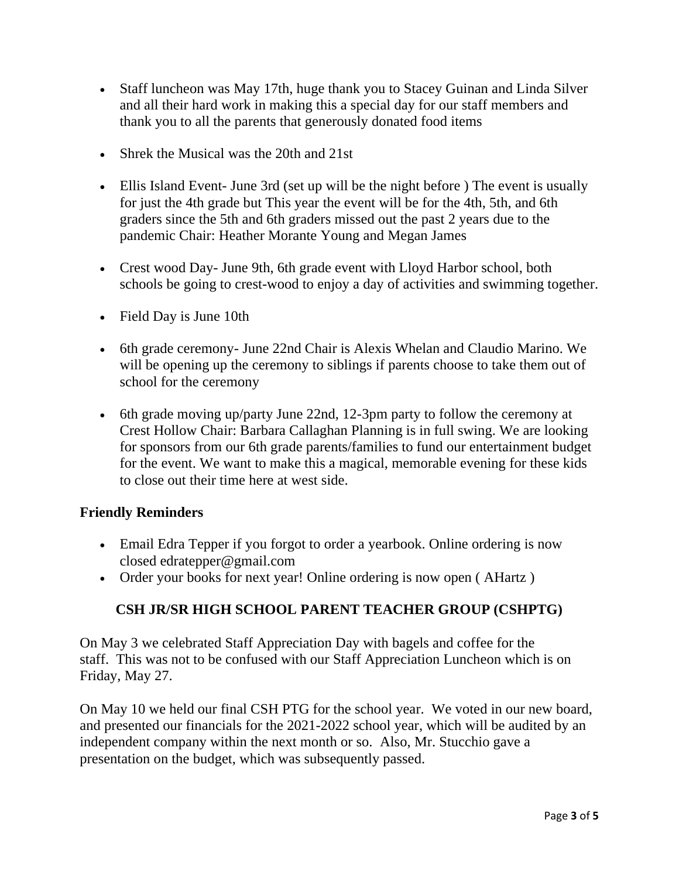- Staff luncheon was May 17th, huge thank you to Stacey Guinan and Linda Silver and all their hard work in making this a special day for our staff members and thank you to all the parents that generously donated food items
- Shrek the Musical was the 20th and 21st
- Ellis Island Event- June 3rd (set up will be the night before ) The event is usually for just the 4th grade but This year the event will be for the 4th, 5th, and 6th graders since the 5th and 6th graders missed out the past 2 years due to the pandemic Chair: Heather Morante Young and Megan James
- Crest wood Day- June 9th, 6th grade event with Lloyd Harbor school, both schools be going to crest-wood to enjoy a day of activities and swimming together.
- Field Day is June 10th
- 6th grade ceremony- June 22nd Chair is Alexis Whelan and Claudio Marino. We will be opening up the ceremony to siblings if parents choose to take them out of school for the ceremony
- 6th grade moving up/party June 22nd, 12-3pm party to follow the ceremony at Crest Hollow Chair: Barbara Callaghan Planning is in full swing. We are looking for sponsors from our 6th grade parents/families to fund our entertainment budget for the event. We want to make this a magical, memorable evening for these kids to close out their time here at west side.

**Friendly Reminders**

- Email Edra Tepper if you forgot to order a yearbook. Online ordering is now closed edratepper@gmail.com
- Order your books for next year! Online ordering is now open ( AHartz )

## CSH JR/SR HIGH SCHOOL PARENT TEACHER GROUP (CSHPTG)

On May 3 we celebrated Staff Appreciation Day with bagels and coffee for the staff. This was not to be confused with our Staff Appreciation Luncheon which is on Friday, May 27.

On May 10 we held our final CSH PTG for the school year. We voted in our new board, and presented our financials for the 2021-2022 school year, which will be audited by an independent company within the next month or so. Also, Mr. Stucchio gave a presentation on the budget, which was subsequently passed.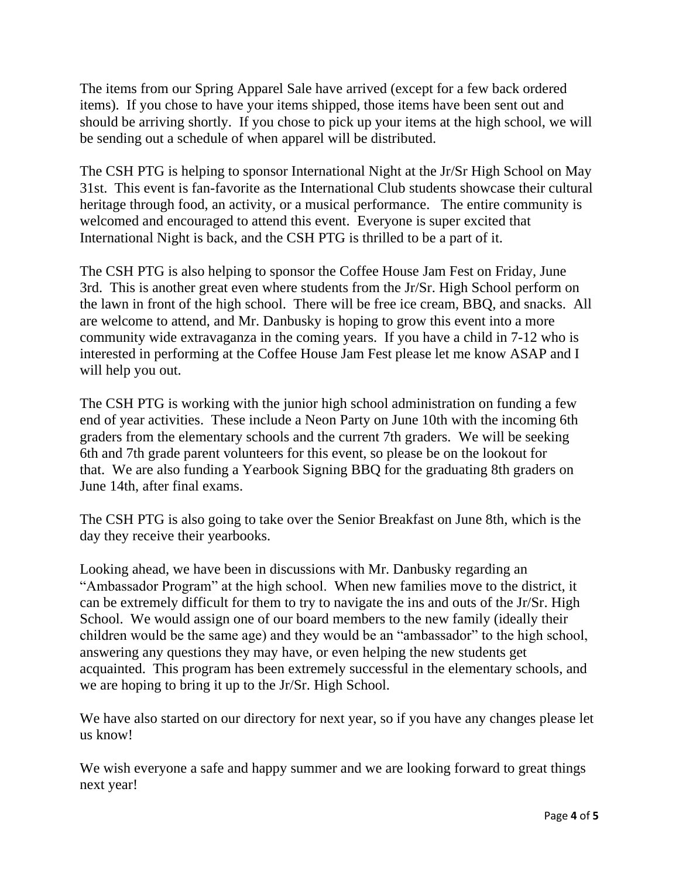The items from our Spring Apparel Sale have arrived (except for a few back ordered items). If you chose to have your items shipped, those items have been sent out and should be arriving shortly. If you chose to pick up your items at the high school, we will be sending out a schedule of when apparel will be distributed.

The CSH PTG is helping to sponsor International Night at the Jr/Sr High School on May 31st. This event is fan-favorite as the International Club students showcase their cultural heritage through food, an activity, or a musical performance. The entire community is welcomed and encouraged to attend this event. Everyone is super excited that International Night is back, and the CSH PTG is thrilled to be a part of it.

The CSH PTG is also helping to sponsor the Coffee House Jam Fest on Friday, June 3rd. This is another great even where students from the Jr/Sr. High School perform on the lawn in front of the high school. There will be free ice cream, BBQ, and snacks. All are welcome to attend, and Mr. Danbusky is hoping to grow this event into a more community wide extravaganza in the coming years. If you have a child in 7-12 who is interested in performing at the Coffee House Jam Fest please let me know ASAP and I will help you out.

The CSH PTG is working with the junior high school administration on funding a few end of year activities. These include a Neon Party on June 10th with the incoming 6th graders from the elementary schools and the current 7th graders. We will be seeking 6th and 7th grade parent volunteers for this event, so please be on the lookout for that. We are also funding a Yearbook Signing BBQ for the graduating 8th graders on June 14th, after final exams.

The CSH PTG is also going to take over the Senior Breakfast on June 8th, which is the day they receive their yearbooks.

Looking ahead, we have been in discussions with Mr. Danbusky regarding an "Ambassador Program" at the high school. When new families move to the district, it can be extremely difficult for them to try to navigate the ins and outs of the Jr/Sr. High School. We would assign one of our board members to the new family (ideally their children would be the same age) and they would be an "ambassador" to the high school, answering any questions they may have, or even helping the new students get acquainted. This program has been extremely successful in the elementary schools, and we are hoping to bring it up to the Jr/Sr. High School.

We have also started on our directory for next year, so if you have any changes please let us know!

We wish everyone a safe and happy summer and we are looking forward to great things next year!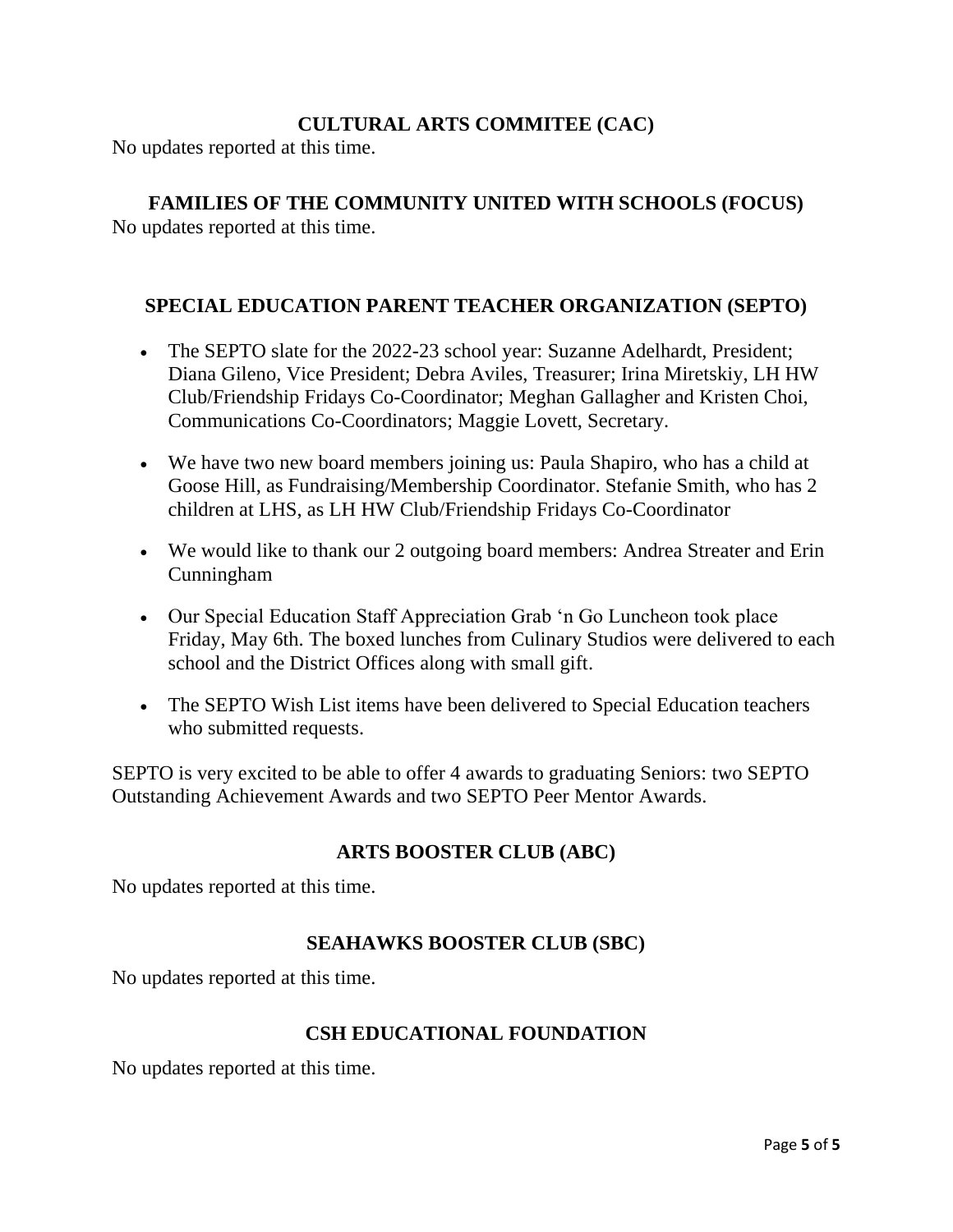## CULTURAL ARTS COMMITEE (CAC)

No updates reported at this time.

## FAMILIES OF THE COMMUNITY UNITED WITH SCHOOLS (FOCUS)

No updates reported at this time.

## SPECIAL EDUCATION PARENT TEACHER ORGANIZATION (SEPTO)

- The SEPTO slate for the 2022-23 school year: Suzanne Adelhardt, President; Diana Gileno, Vice President; Debra Aviles, Treasurer; Irina Miretskiy, LH HW Club/Friendship Fridays Co-Coordinator; Meghan Gallagher and Kristen Choi, Communications Co-Coordinators; Maggie Lovett, Secretary.
- We have two new board members joining us: Paula Shapiro, who has a child at Goose Hill, as Fundraising/Membership Coordinator. Stefanie Smith, who has 2 children at LHS, as LH HW Club/Friendship Fridays Co-Coordinator
- We would like to thank our 2 outgoing board members: Andrea Streater and Erin Cunningham
- Our Special Education Staff Appreciation Grab 'n Go Luncheon took place Friday, May 6th. The boxed lunches from Culinary Studios were delivered to each school and the District Offices along with small gift.
- The SEPTO Wish List items have been delivered to Special Education teachers who submitted requests.

SEPTO is very excited to be able to offer 4 awards to graduating Seniors: two SEPTO Outstanding Achievement Awards and two SEPTO Peer Mentor Awards.

## ARTS BOOSTER CLUB (ABC)

No updates reported at this time.

## SEAHAWKS BOOSTER CLUB (SBC)

No updates reported at this time.

## CSH EDUCATIONAL FOUNDATION

No updates reported at this time.